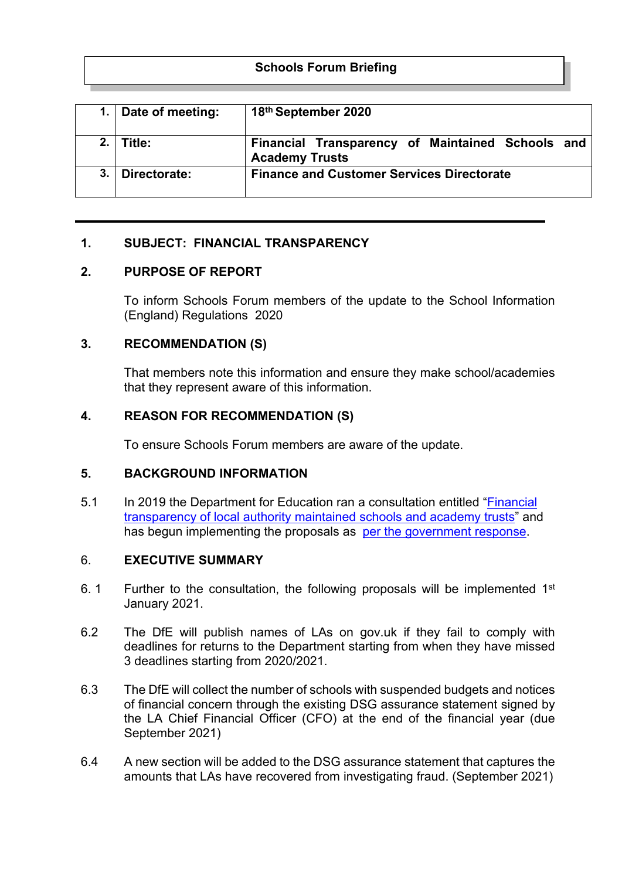**Schools Forum Briefing**

| 1. | Date of meeting: | 18th September 2020 |
|---|---|---|
| 2. | Title: | Financial Transparency of Maintained Schools and Academy Trusts |
| 3. | Directorate: | Finance and Customer Services Directorate |

---

## 1. SUBJECT: FINANCIAL TRANSPARENCY

## 2. PURPOSE OF REPORT

To inform Schools Forum members of the update to the School Information (England) Regulations 2020

## 3. RECOMMENDATION (S)

That members note this information and ensure they make school/academies that they represent aware of this information.

## 4. REASON FOR RECOMMENDATION (S)

To ensure Schools Forum members are aware of the update.

## 5. BACKGROUND INFORMATION

5.1 In 2019 the Department for Education ran a consultation entitled "Financial transparency of local authority maintained schools and academy trusts" and has begun implementing the proposals as per the government response.

## 6. EXECUTIVE SUMMARY

6.1 Further to the consultation, the following proposals will be implemented 1st January 2021.

6.2 The DfE will publish names of LAs on gov.uk if they fail to comply with deadlines for returns to the Department starting from when they have missed 3 deadlines starting from 2020/2021.

6.3 The DfE will collect the number of schools with suspended budgets and notices of financial concern through the existing DSG assurance statement signed by the LA Chief Financial Officer (CFO) at the end of the financial year (due September 2021)

6.4 A new section will be added to the DSG assurance statement that captures the amounts that LAs have recovered from investigating fraud. (September 2021)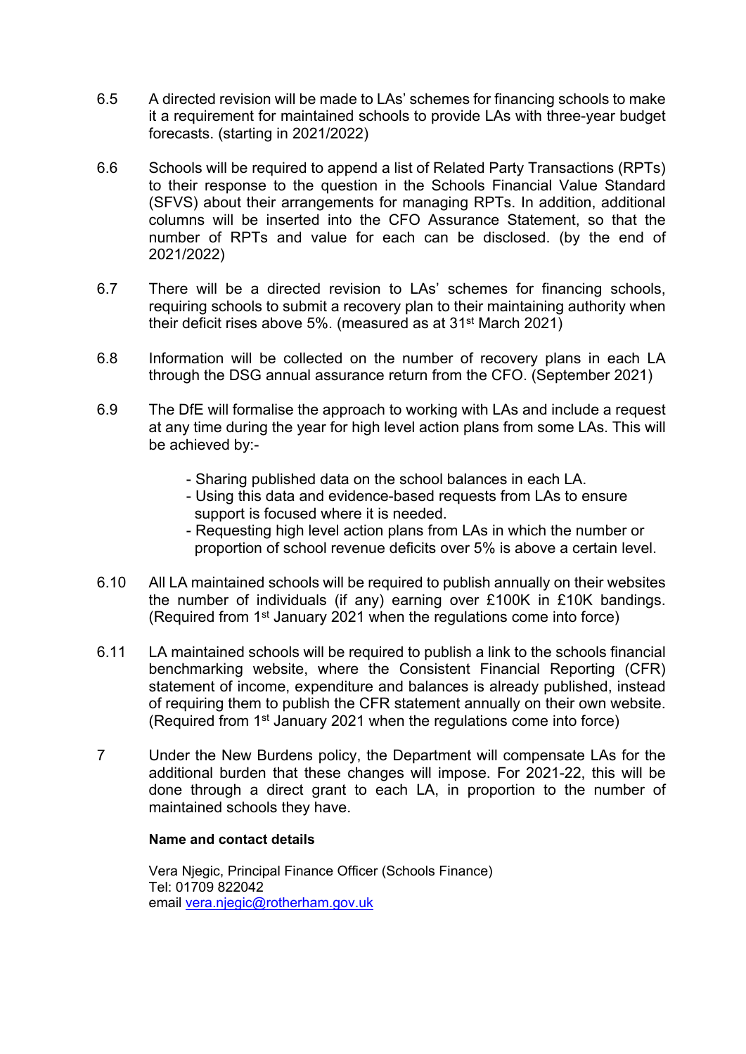6.5 A directed revision will be made to LAs' schemes for financing schools to make it a requirement for maintained schools to provide LAs with three-year budget forecasts. (starting in 2021/2022)

6.6 Schools will be required to append a list of Related Party Transactions (RPTs) to their response to the question in the Schools Financial Value Standard (SFVS) about their arrangements for managing RPTs. In addition, additional columns will be inserted into the CFO Assurance Statement, so that the number of RPTs and value for each can be disclosed. (by the end of 2021/2022)

6.7 There will be a directed revision to LAs' schemes for financing schools, requiring schools to submit a recovery plan to their maintaining authority when their deficit rises above 5%. (measured as at 31st March 2021)

6.8 Information will be collected on the number of recovery plans in each LA through the DSG annual assurance return from the CFO. (September 2021)

6.9 The DfE will formalise the approach to working with LAs and include a request at any time during the year for high level action plans from some LAs. This will be achieved by:-

- Sharing published data on the school balances in each LA.
- Using this data and evidence-based requests from LAs to ensure support is focused where it is needed.
- Requesting high level action plans from LAs in which the number or proportion of school revenue deficits over 5% is above a certain level.

6.10 All LA maintained schools will be required to publish annually on their websites the number of individuals (if any) earning over £100K in £10K bandings. (Required from 1st January 2021 when the regulations come into force)

6.11 LA maintained schools will be required to publish a link to the schools financial benchmarking website, where the Consistent Financial Reporting (CFR) statement of income, expenditure and balances is already published, instead of requiring them to publish the CFR statement annually on their own website. (Required from 1st January 2021 when the regulations come into force)

7 Under the New Burdens policy, the Department will compensate LAs for the additional burden that these changes will impose. For 2021-22, this will be done through a direct grant to each LA, in proportion to the number of maintained schools they have.

**Name and contact details**

Vera Njegic, Principal Finance Officer (Schools Finance)
Tel: 01709 822042
email vera.njegic@rotherham.gov.uk